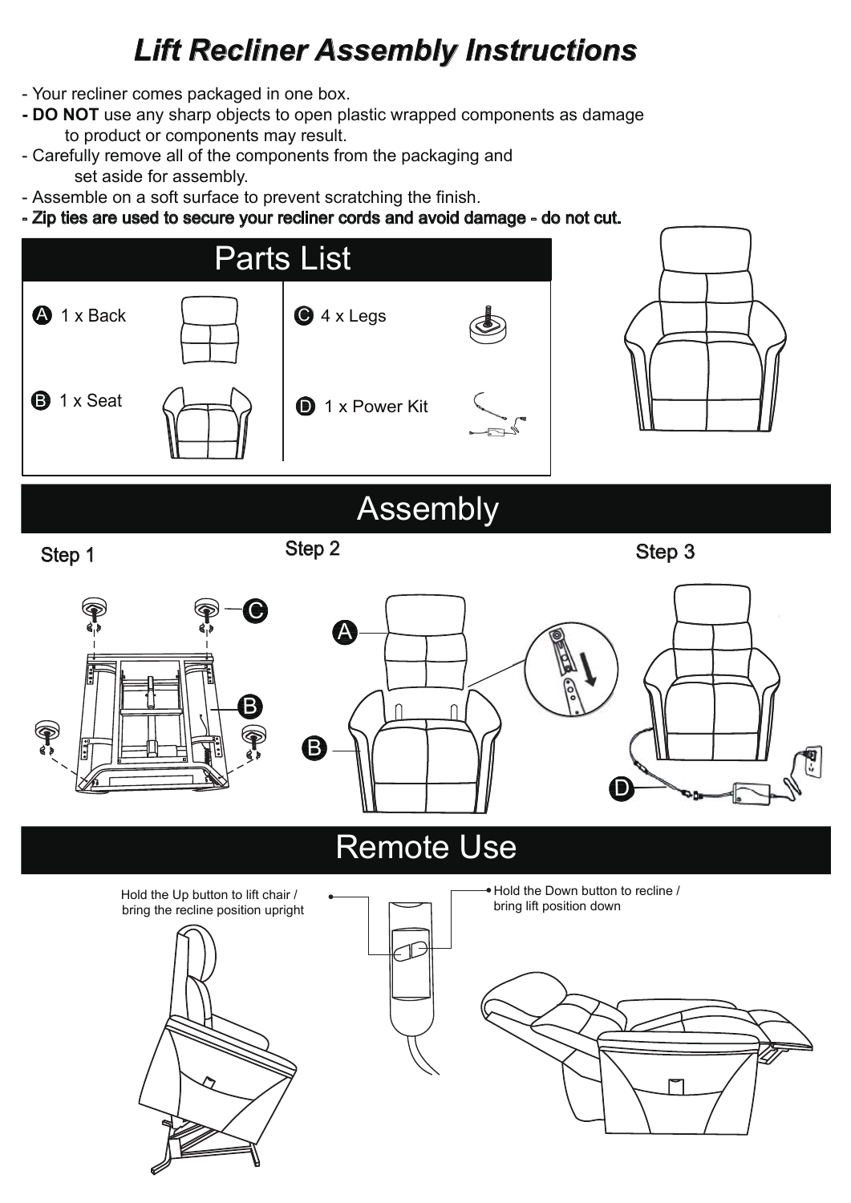# *Lift Recliner Assembly Instructions*

- Your recliner comes packaged in one box.
- **DO NOT** use any sharp objects to open plastic wrapped components as damage to product or components may result.
- Carefully remove all of the components from the packaging and set aside for assembly.
- Assemble on a soft surface to prevent scratching the finish.
- **Zip ties are used to secure your recliner cords and avoid damage - do not cut.**

## Parts List

| | |
|---|---|
| A 1 x Back | C 4 x Legs |
| B 1 x Seat | D 1 x Power Kit |

## Assembly

**Step 1**

C

B

**Step 2**

A

B

**Step 3**

D

## Remote Use

Hold the Up button to lift chair / bring the recline position upright

Hold the Down button to recline / bring lift position down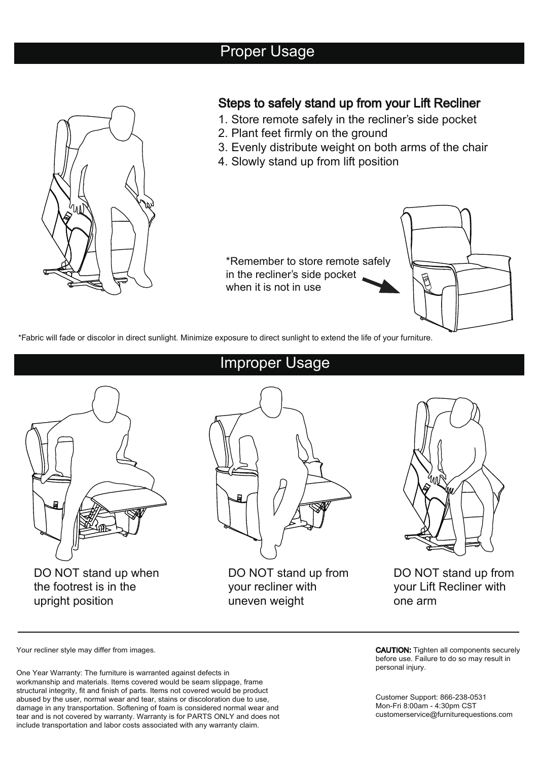# Proper Usage

### Steps to safely stand up from your Lift Recliner

1. Store remote safely in the recliner's side pocket
2. Plant feet firmly on the ground
3. Evenly distribute weight on both arms of the chair
4. Slowly stand up from lift position

*Remember to store remote safely in the recliner's side pocket when it is not in use

*Fabric will fade or discolor in direct sunlight. Minimize exposure to direct sunlight to extend the life of your furniture.

# Improper Usage

DO NOT stand up when the footrest is in the upright position

DO NOT stand up from your recliner with uneven weight

DO NOT stand up from your Lift Recliner with one arm

---

Your recliner style may differ from images.

One Year Warranty: The furniture is warranted against defects in workmanship and materials. Items covered would be seam slippage, frame structural integrity, fit and finish of parts. Items not covered would be product abused by the user, normal wear and tear, stains or discoloration due to use, damage in any transportation. Softening of foam is considered normal wear and tear and is not covered by warranty. Warranty is for PARTS ONLY and does not include transportation and labor costs associated with any warranty claim.

**CAUTION:** Tighten all components securely before use. Failure to do so may result in personal injury.

Customer Support: 866-238-0531
Mon-Fri 8:00am - 4:30pm CST
customerservice@furniturequestions.com